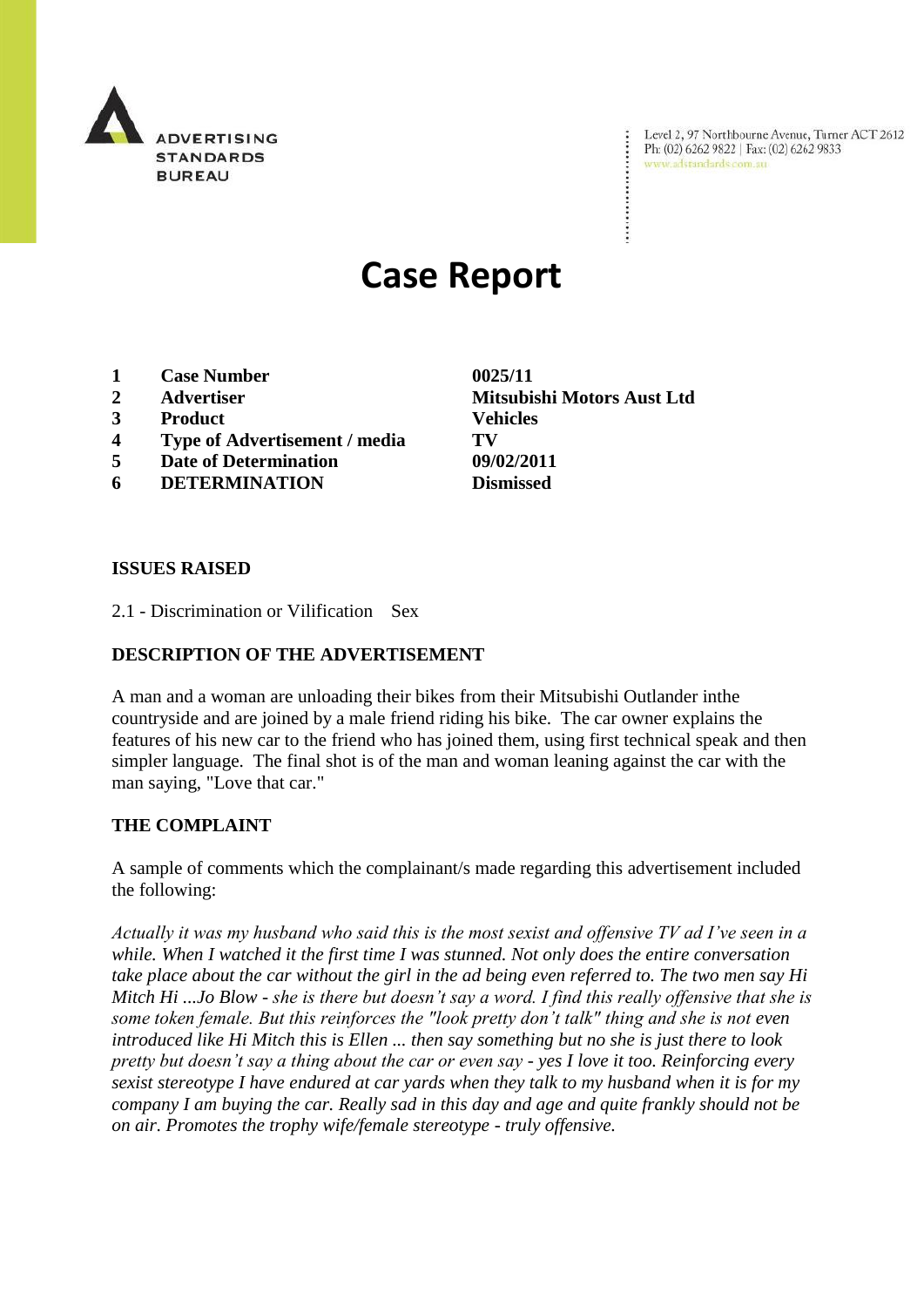ADVERTISING STANDARDS BUREAU

Level 2, 97 Northbourne Avenue, Turner ACT 2612
Ph: (02) 6262 9822 | Fax: (02) 6262 9833
www.adstandards.com.au

# Case Report

| | | |
|---|---|---|
| **1** | **Case Number** | **0025/11** |
| **2** | **Advertiser** | **Mitsubishi Motors Aust Ltd** |
| **3** | **Product** | **Vehicles** |
| **4** | **Type of Advertisement / media** | **TV** |
| **5** | **Date of Determination** | **09/02/2011** |
| **6** | **DETERMINATION** | **Dismissed** |

**ISSUES RAISED**

2.1 - Discrimination or Vilification Sex

**DESCRIPTION OF THE ADVERTISEMENT**

A man and a woman are unloading their bikes from their Mitsubishi Outlander inthe countryside and are joined by a male friend riding his bike. The car owner explains the features of his new car to the friend who has joined them, using first technical speak and then simpler language. The final shot is of the man and woman leaning against the car with the man saying, "Love that car."

**THE COMPLAINT**

A sample of comments which the complainant/s made regarding this advertisement included the following:

*Actually it was my husband who said this is the most sexist and offensive TV ad I've seen in a while. When I watched it the first time I was stunned. Not only does the entire conversation take place about the car without the girl in the ad being even referred to. The two men say Hi Mitch Hi ...Jo Blow - she is there but doesn't say a word. I find this really offensive that she is some token female. But this reinforces the "look pretty don't talk" thing and she is not even introduced like Hi Mitch this is Ellen ... then say something but no she is just there to look pretty but doesn't say a thing about the car or even say - yes I love it too. Reinforcing every sexist stereotype I have endured at car yards when they talk to my husband when it is for my company I am buying the car. Really sad in this day and age and quite frankly should not be on air. Promotes the trophy wife/female stereotype - truly offensive.*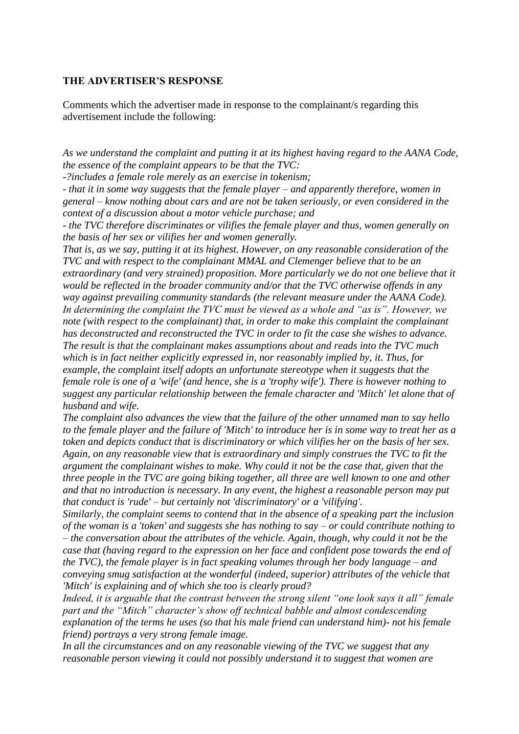**THE ADVERTISER'S RESPONSE**

Comments which the advertiser made in response to the complainant/s regarding this advertisement include the following:

*As we understand the complaint and putting it at its highest having regard to the AANA Code, the essence of the complaint appears to be that the TVC:*

*-?includes a female role merely as an exercise in tokenism;*

*- that it in some way suggests that the female player – and apparently therefore, women in general – know nothing about cars and are not be taken seriously, or even considered in the context of a discussion about a motor vehicle purchase; and*

*- the TVC therefore discriminates or vilifies the female player and thus, women generally on the basis of her sex or vilifies her and women generally.*

*That is, as we say, putting it at its highest. However, on any reasonable consideration of the TVC and with respect to the complainant MMAL and Clemenger believe that to be an extraordinary (and very strained) proposition. More particularly we do not one believe that it would be reflected in the broader community and/or that the TVC otherwise offends in any way against prevailing community standards (the relevant measure under the AANA Code).*

*In determining the complaint the TVC must be viewed as a whole and "as is". However, we note (with respect to the complainant) that, in order to make this complaint the complainant has deconstructed and reconstructed the TVC in order to fit the case she wishes to advance. The result is that the complainant makes assumptions about and reads into the TVC much which is in fact neither explicitly expressed in, nor reasonably implied by, it. Thus, for example, the complaint itself adopts an unfortunate stereotype when it suggests that the female role is one of a 'wife' (and hence, she is a 'trophy wife'). There is however nothing to suggest any particular relationship between the female character and 'Mitch' let alone that of husband and wife.*

*The complaint also advances the view that the failure of the other unnamed man to say hello to the female player and the failure of 'Mitch' to introduce her is in some way to treat her as a token and depicts conduct that is discriminatory or which vilifies her on the basis of her sex. Again, on any reasonable view that is extraordinary and simply construes the TVC to fit the argument the complainant wishes to make. Why could it not be the case that, given that the three people in the TVC are going biking together, all three are well known to one and other and that no introduction is necessary. In any event, the highest a reasonable person may put that conduct is 'rude' – but certainly not 'discriminatory' or a 'vilifying'.*

*Similarly, the complaint seems to contend that in the absence of a speaking part the inclusion of the woman is a 'token' and suggests she has nothing to say – or could contribute nothing to – the conversation about the attributes of the vehicle. Again, though, why could it not be the case that (having regard to the expression on her face and confident pose towards the end of the TVC), the female player is in fact speaking volumes through her body language – and conveying smug satisfaction at the wonderful (indeed, superior) attributes of the vehicle that 'Mitch' is explaining and of which she too is clearly proud?*

*Indeed, it is arguable that the contrast between the strong silent "one look says it all" female part and the "Mitch" character's show off technical babble and almost condescending explanation of the terms he uses (so that his male friend can understand him)- not his female friend) portrays a very strong female image.*

*In all the circumstances and on any reasonable viewing of the TVC we suggest that any reasonable person viewing it could not possibly understand it to suggest that women are*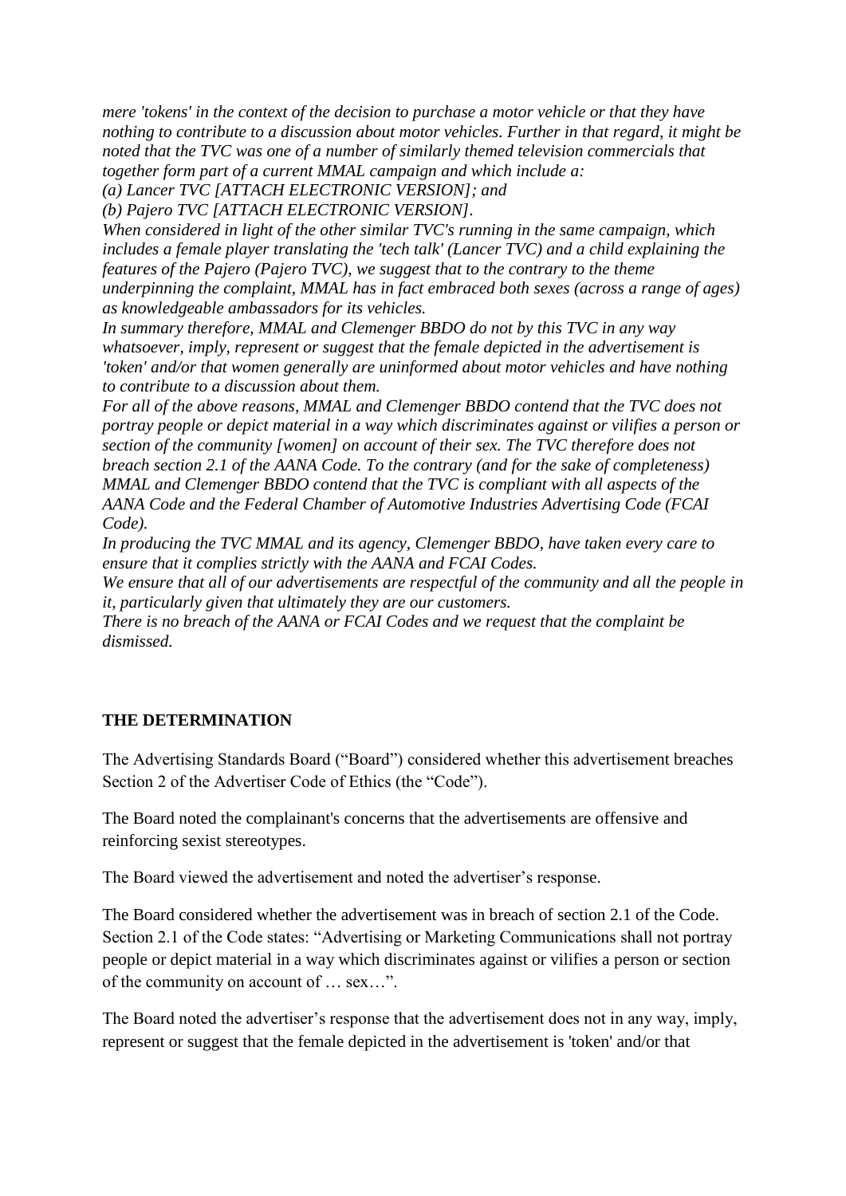*mere 'tokens' in the context of the decision to purchase a motor vehicle or that they have nothing to contribute to a discussion about motor vehicles. Further in that regard, it might be noted that the TVC was one of a number of similarly themed television commercials that together form part of a current MMAL campaign and which include a:*
*(a) Lancer TVC [ATTACH ELECTRONIC VERSION]; and*
*(b) Pajero TVC [ATTACH ELECTRONIC VERSION].*
*When considered in light of the other similar TVC's running in the same campaign, which includes a female player translating the 'tech talk' (Lancer TVC) and a child explaining the features of the Pajero (Pajero TVC), we suggest that to the contrary to the theme underpinning the complaint, MMAL has in fact embraced both sexes (across a range of ages) as knowledgeable ambassadors for its vehicles.*
*In summary therefore, MMAL and Clemenger BBDO do not by this TVC in any way whatsoever, imply, represent or suggest that the female depicted in the advertisement is 'token' and/or that women generally are uninformed about motor vehicles and have nothing to contribute to a discussion about them.*
*For all of the above reasons, MMAL and Clemenger BBDO contend that the TVC does not portray people or depict material in a way which discriminates against or vilifies a person or section of the community [women] on account of their sex. The TVC therefore does not breach section 2.1 of the AANA Code. To the contrary (and for the sake of completeness) MMAL and Clemenger BBDO contend that the TVC is compliant with all aspects of the AANA Code and the Federal Chamber of Automotive Industries Advertising Code (FCAI Code).*
*In producing the TVC MMAL and its agency, Clemenger BBDO, have taken every care to ensure that it complies strictly with the AANA and FCAI Codes.*
*We ensure that all of our advertisements are respectful of the community and all the people in it, particularly given that ultimately they are our customers.*
*There is no breach of the AANA or FCAI Codes and we request that the complaint be dismissed.*

**THE DETERMINATION**

The Advertising Standards Board ("Board") considered whether this advertisement breaches Section 2 of the Advertiser Code of Ethics (the "Code").

The Board noted the complainant's concerns that the advertisements are offensive and reinforcing sexist stereotypes.

The Board viewed the advertisement and noted the advertiser's response.

The Board considered whether the advertisement was in breach of section 2.1 of the Code. Section 2.1 of the Code states: "Advertising or Marketing Communications shall not portray people or depict material in a way which discriminates against or vilifies a person or section of the community on account of … sex…".

The Board noted the advertiser's response that the advertisement does not in any way, imply, represent or suggest that the female depicted in the advertisement is 'token' and/or that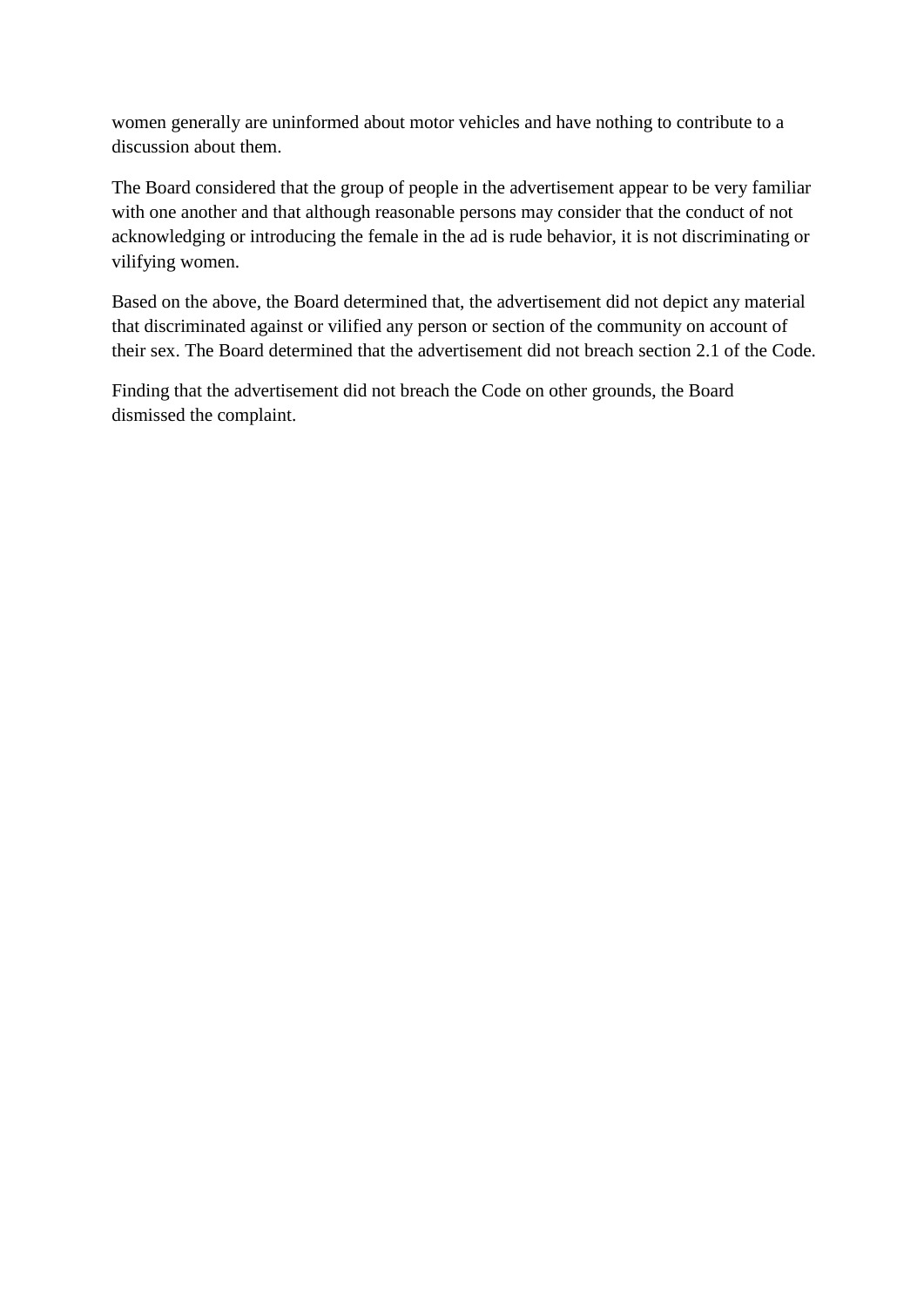women generally are uninformed about motor vehicles and have nothing to contribute to a discussion about them.

The Board considered that the group of people in the advertisement appear to be very familiar with one another and that although reasonable persons may consider that the conduct of not acknowledging or introducing the female in the ad is rude behavior, it is not discriminating or vilifying women.

Based on the above, the Board determined that, the advertisement did not depict any material that discriminated against or vilified any person or section of the community on account of their sex. The Board determined that the advertisement did not breach section 2.1 of the Code.

Finding that the advertisement did not breach the Code on other grounds, the Board dismissed the complaint.